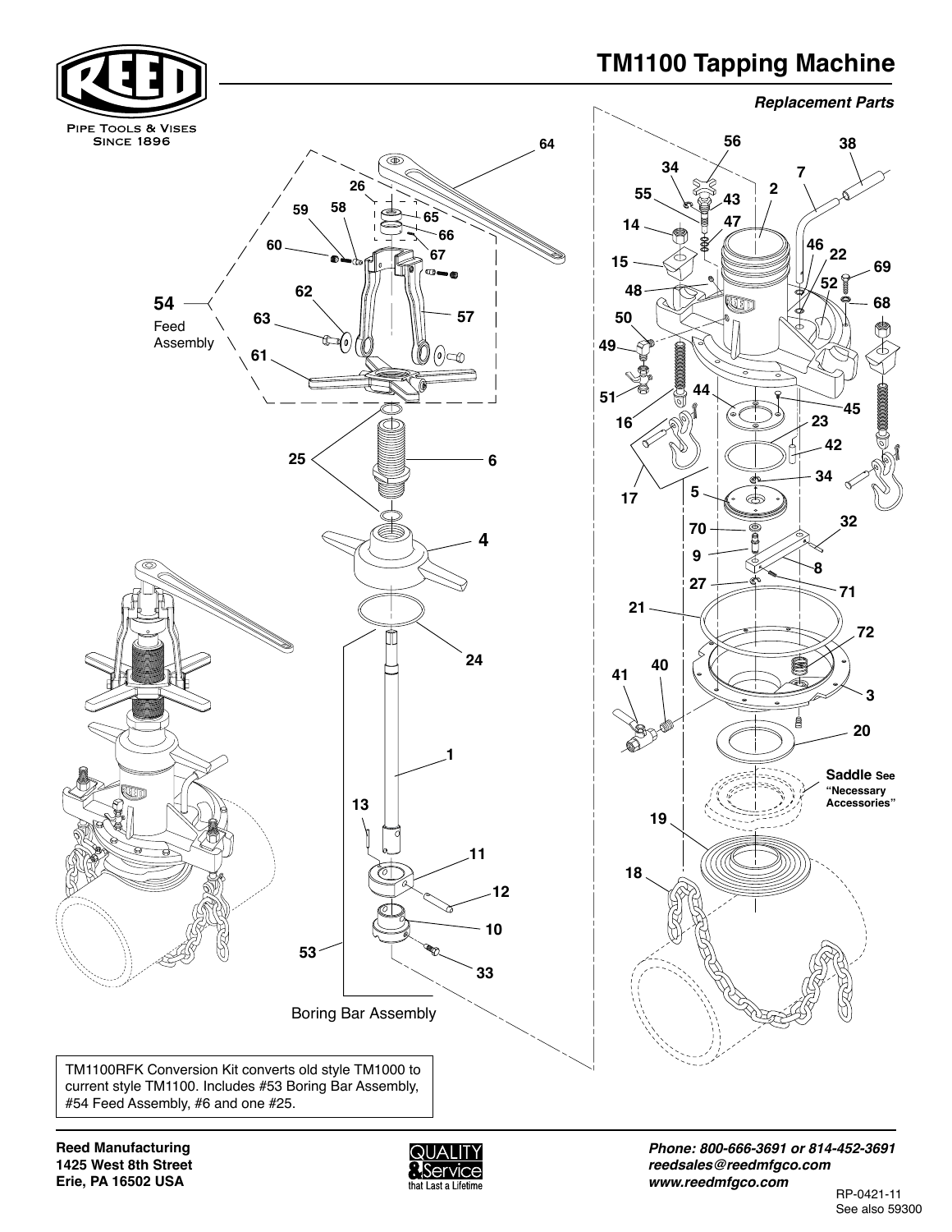# TM1100 Tapping Machine

*Replacement Parts*

REED

Pipe Tools & Vises
Since 1896

54 Feed Assembly

Boring Bar Assembly

Saddle See "Necessary Accessories"

TM1100RFK Conversion Kit converts old style TM1000 to current style TM1100. Includes #53 Boring Bar Assembly, #54 Feed Assembly, #6 and one #25.

**Reed Manufacturing**
**1425 West 8th Street**
**Erie, PA 16502 USA**

QUALITY & Service that Last a Lifetime

***Phone: 800-666-3691 or 814-452-3691***
***reedsales@reedmfgco.com***
***www.reedmfgco.com***

RP-0421-11
See also 59300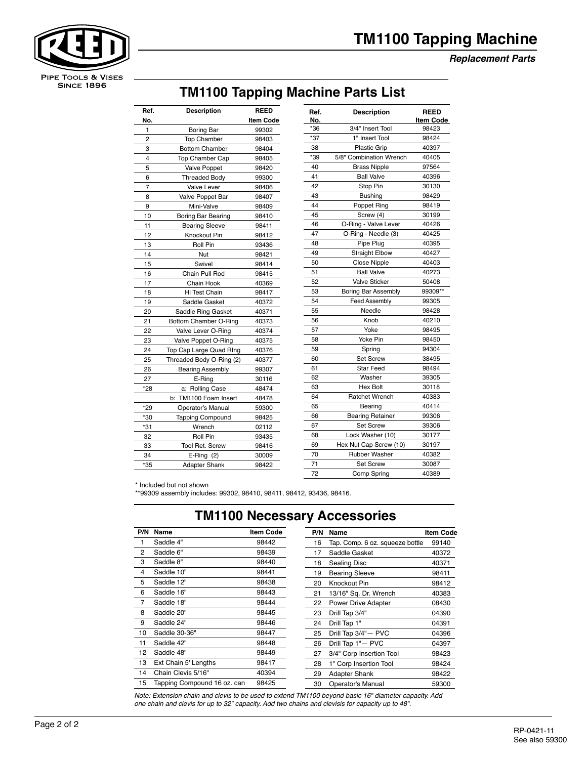# TM1100 Tapping Machine

***Replacement Parts***

PIPE TOOLS & VISES
SINCE 1896

## TM1100 Tapping Machine Parts List

| Ref. No. | Description | REED Item Code |
|---|---|---|
| 1 | Boring Bar | 99302 |
| 2 | Top Chamber | 98403 |
| 3 | Bottom Chamber | 98404 |
| 4 | Top Chamber Cap | 98405 |
| 5 | Valve Poppet | 98420 |
| 6 | Threaded Body | 99300 |
| 7 | Valve Lever | 98406 |
| 8 | Valve Poppet Bar | 98407 |
| 9 | Mini-Valve | 98409 |
| 10 | Boring Bar Bearing | 98410 |
| 11 | Bearing Sleeve | 98411 |
| 12 | Knockout Pin | 98412 |
| 13 | Roll Pin | 93436 |
| 14 | Nut | 98421 |
| 15 | Swivel | 98414 |
| 16 | Chain Pull Rod | 98415 |
| 17 | Chain Hook | 40369 |
| 18 | Hi Test Chain | 98417 |
| 19 | Saddle Gasket | 40372 |
| 20 | Saddle Ring Gasket | 40371 |
| 21 | Bottom Chamber O-Ring | 40373 |
| 22 | Valve Lever O-Ring | 40374 |
| 23 | Valve Poppet O-Ring | 40375 |
| 24 | Top Cap Large Quad RIng | 40376 |
| 25 | Threaded Body O-Ring (2) | 40377 |
| 26 | Bearing Assembly | 99307 |
| 27 | E-Ring | 30116 |
| *28 | a: Rolling Case | 48474 |
| | b: TM1100 Foam Insert | 48478 |
| *29 | Operator's Manual | 59300 |
| *30 | Tapping Compound | 98425 |
| *31 | Wrench | 02112 |
| 32 | Roll Pin | 93435 |
| 33 | Tool Ret. Screw | 98416 |
| 34 | E-Ring (2) | 30009 |
| *35 | Adapter Shank | 98422 |
| *36 | 3/4" Insert Tool | 98423 |
| *37 | 1" Insert Tool | 98424 |
| 38 | Plastic Grip | 40397 |
| *39 | 5/8" Combination Wrench | 40405 |
| 40 | Brass Nipple | 97564 |
| 41 | Ball Valve | 40396 |
| 42 | Stop Pin | 30130 |
| 43 | Bushing | 98429 |
| 44 | Poppet Ring | 98419 |
| 45 | Screw (4) | 30199 |
| 46 | O-Ring - Valve Lever | 40426 |
| 47 | O-Ring - Needle (3) | 40425 |
| 48 | Pipe Plug | 40395 |
| 49 | Straight Elbow | 40427 |
| 50 | Close Nipple | 40403 |
| 51 | Ball Valve | 40273 |
| 52 | Valve Sticker | 50408 |
| 53 | Boring Bar Assembly | 99309** |
| 54 | Feed Assembly | 99305 |
| 55 | Needle | 98428 |
| 56 | Knob | 40210 |
| 57 | Yoke | 98495 |
| 58 | Yoke Pin | 98450 |
| 59 | Spring | 94304 |
| 60 | Set Screw | 38495 |
| 61 | Star Feed | 98494 |
| 62 | Washer | 39305 |
| 63 | Hex Bolt | 30118 |
| 64 | Ratchet Wrench | 40383 |
| 65 | Bearing | 40414 |
| 66 | Bearing Retainer | 99306 |
| 67 | Set Screw | 39306 |
| 68 | Lock Washer (10) | 30177 |
| 69 | Hex Nut Cap Screw (10) | 30197 |
| 70 | Rubber Washer | 40382 |
| 71 | Set Screw | 30087 |
| 72 | Comp Spring | 40389 |

* Included but not shown

**99309 assembly includes: 99302, 98410, 98411, 98412, 93436, 98416.

## TM1100 Necessary Accessories

| P/N | Name | Item Code |
|---|---|---|
| 1 | Saddle 4" | 98442 |
| 2 | Saddle 6" | 98439 |
| 3 | Saddle 8" | 98440 |
| 4 | Saddle 10" | 98441 |
| 5 | Saddle 12" | 98438 |
| 6 | Saddle 16" | 98443 |
| 7 | Saddle 18" | 98444 |
| 8 | Saddle 20" | 98445 |
| 9 | Saddle 24" | 98446 |
| 10 | Saddle 30-36" | 98447 |
| 11 | Saddle 42" | 98448 |
| 12 | Saddle 48" | 98449 |
| 13 | Ext Chain 5' Lengths | 98417 |
| 14 | Chain Clevis 5/16" | 40394 |
| 15 | Tapping Compound 16 oz. can | 98425 |
| 16 | Tap. Comp. 6 oz. squeeze bottle | 99140 |
| 17 | Saddle Gasket | 40372 |
| 18 | Sealing Disc | 40371 |
| 19 | Bearing Sleeve | 98411 |
| 20 | Knockout Pin | 98412 |
| 21 | 13/16" Sq. Dr. Wrench | 40383 |
| 22 | Power Drive Adapter | 08430 |
| 23 | Drill Tap 3/4" | 04390 |
| 24 | Drill Tap 1" | 04391 |
| 25 | Drill Tap 3/4"— PVC | 04396 |
| 26 | Drill Tap 1"— PVC | 04397 |
| 27 | 3/4" Corp Insertion Tool | 98423 |
| 28 | 1" Corp Insertion Tool | 98424 |
| 29 | Adapter Shank | 98422 |
| 30 | Operator's Manual | 59300 |

*Note: Extension chain and clevis to be used to extend TM1100 beyond basic 16" diameter capacity. Add one chain and clevis for up to 32" capacity. Add two chains and clevisis for capacity up to 48".*

RP-0421-11
See also 59300